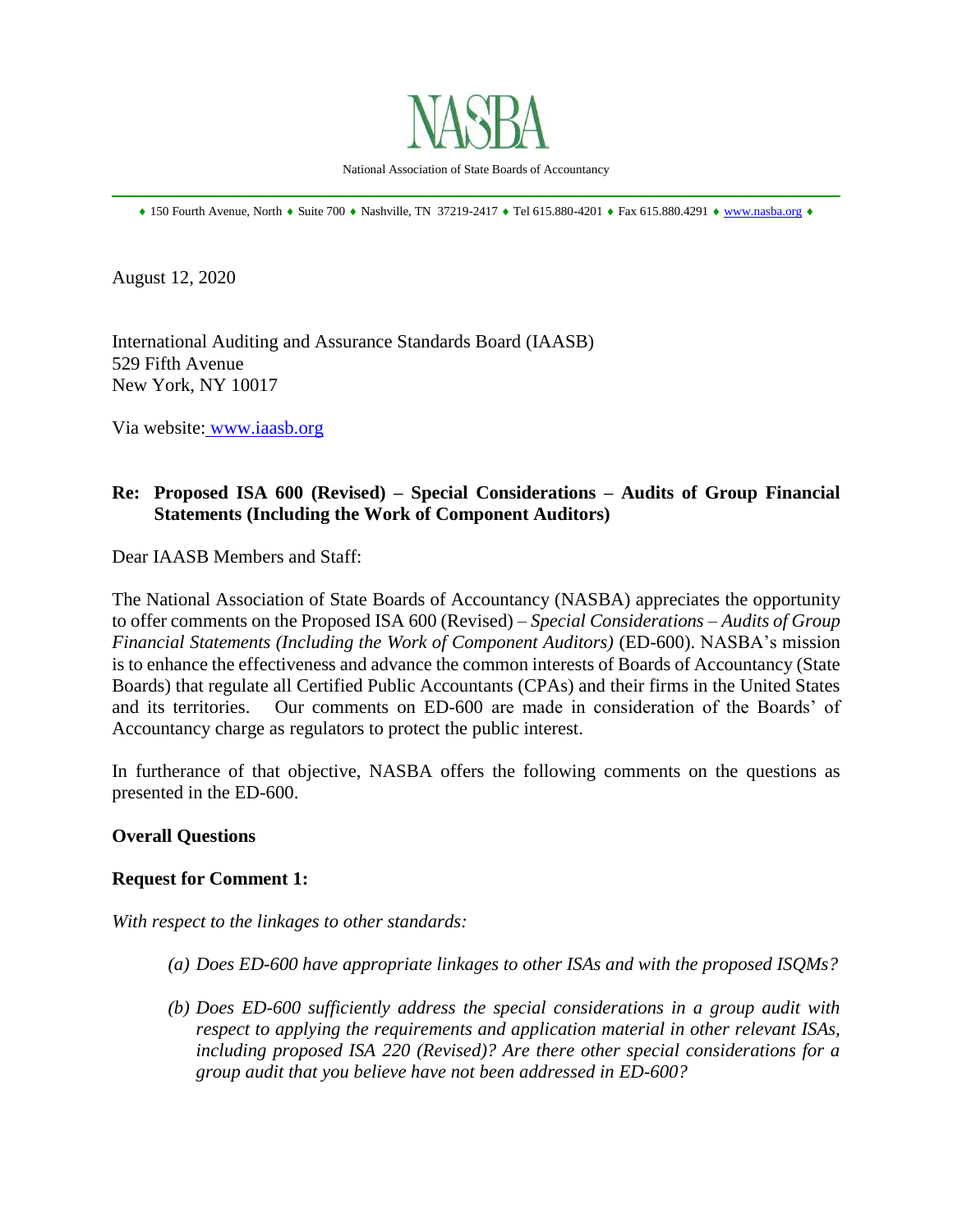# NASBA

National Association of State Boards of Accountancy

♦ 150 Fourth Avenue, North ♦ Suite 700 ♦ Nashville, TN 37219-2417 ♦ Tel 615.880-4201 ♦ Fax 615.880.4291 ♦ www.nasba.org ♦

August 12, 2020

International Auditing and Assurance Standards Board (IAASB)
529 Fifth Avenue
New York, NY 10017

Via website: www.iaasb.org

**Re: Proposed ISA 600 (Revised) – Special Considerations – Audits of Group Financial Statements (Including the Work of Component Auditors)**

Dear IAASB Members and Staff:

The National Association of State Boards of Accountancy (NASBA) appreciates the opportunity to offer comments on the Proposed ISA 600 (Revised) – *Special Considerations – Audits of Group Financial Statements (Including the Work of Component Auditors)* (ED-600). NASBA's mission is to enhance the effectiveness and advance the common interests of Boards of Accountancy (State Boards) that regulate all Certified Public Accountants (CPAs) and their firms in the United States and its territories. Our comments on ED-600 are made in consideration of the Boards' of Accountancy charge as regulators to protect the public interest.

In furtherance of that objective, NASBA offers the following comments on the questions as presented in the ED-600.

**Overall Questions**

**Request for Comment 1:**

*With respect to the linkages to other standards:*

*(a) Does ED-600 have appropriate linkages to other ISAs and with the proposed ISQMs?*

*(b) Does ED-600 sufficiently address the special considerations in a group audit with respect to applying the requirements and application material in other relevant ISAs, including proposed ISA 220 (Revised)? Are there other special considerations for a group audit that you believe have not been addressed in ED-600?*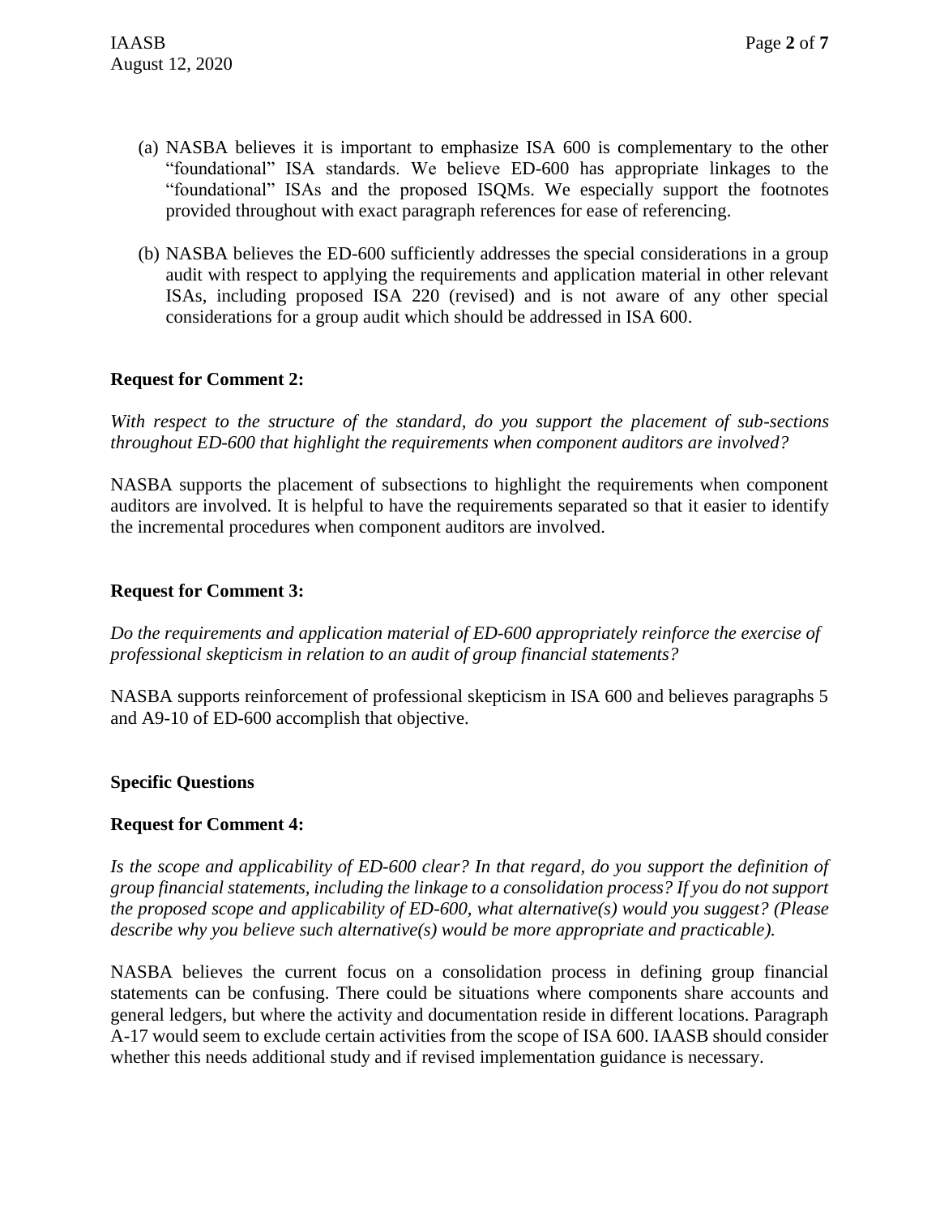(a) NASBA believes it is important to emphasize ISA 600 is complementary to the other "foundational" ISA standards. We believe ED-600 has appropriate linkages to the "foundational" ISAs and the proposed ISQMs. We especially support the footnotes provided throughout with exact paragraph references for ease of referencing.

(b) NASBA believes the ED-600 sufficiently addresses the special considerations in a group audit with respect to applying the requirements and application material in other relevant ISAs, including proposed ISA 220 (revised) and is not aware of any other special considerations for a group audit which should be addressed in ISA 600.

**Request for Comment 2:**

*With respect to the structure of the standard, do you support the placement of sub-sections throughout ED-600 that highlight the requirements when component auditors are involved?*

NASBA supports the placement of subsections to highlight the requirements when component auditors are involved. It is helpful to have the requirements separated so that it easier to identify the incremental procedures when component auditors are involved.

**Request for Comment 3:**

*Do the requirements and application material of ED-600 appropriately reinforce the exercise of professional skepticism in relation to an audit of group financial statements?*

NASBA supports reinforcement of professional skepticism in ISA 600 and believes paragraphs 5 and A9-10 of ED-600 accomplish that objective.

**Specific Questions**

**Request for Comment 4:**

*Is the scope and applicability of ED-600 clear? In that regard, do you support the definition of group financial statements, including the linkage to a consolidation process? If you do not support the proposed scope and applicability of ED-600, what alternative(s) would you suggest? (Please describe why you believe such alternative(s) would be more appropriate and practicable).*

NASBA believes the current focus on a consolidation process in defining group financial statements can be confusing. There could be situations where components share accounts and general ledgers, but where the activity and documentation reside in different locations. Paragraph A-17 would seem to exclude certain activities from the scope of ISA 600. IAASB should consider whether this needs additional study and if revised implementation guidance is necessary.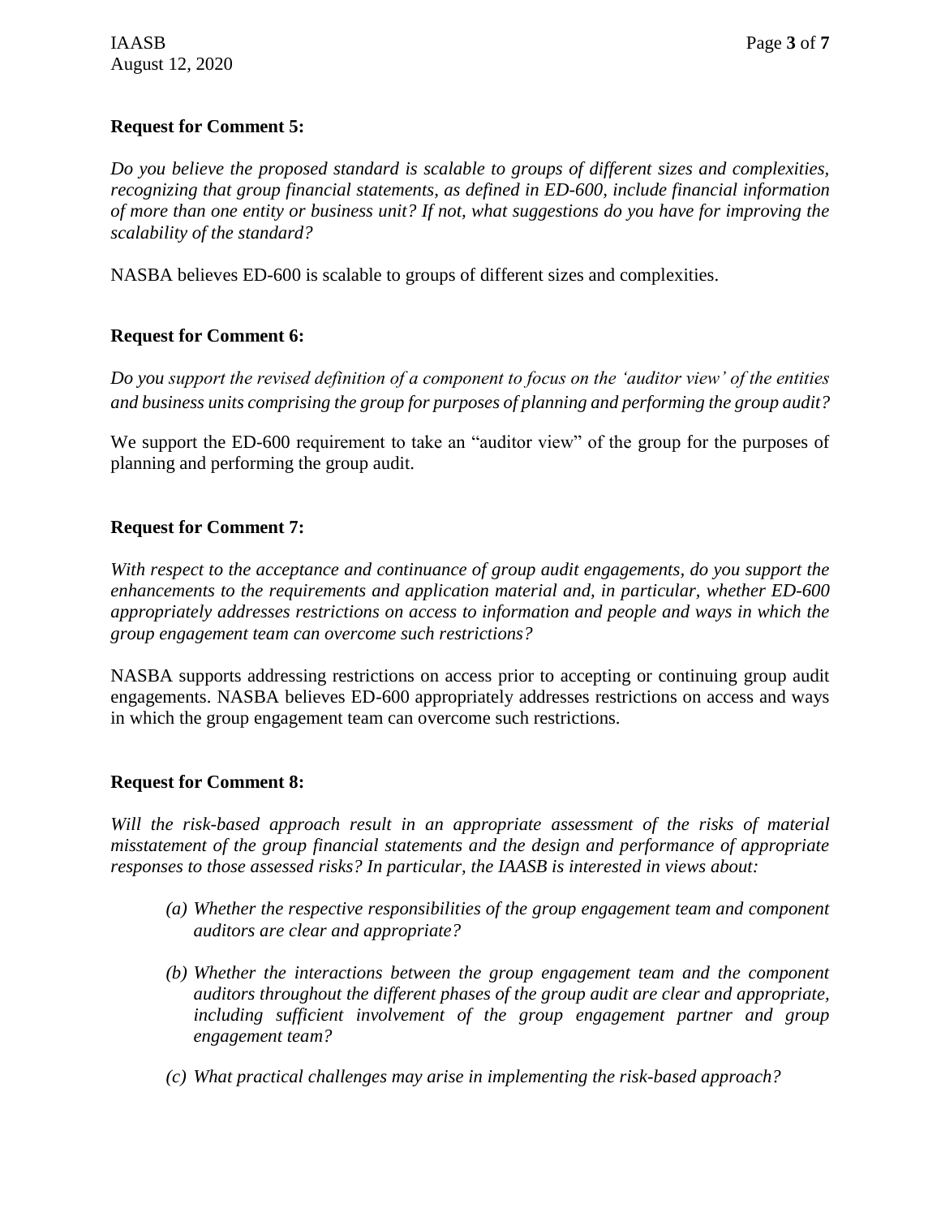**Request for Comment 5:**

*Do you believe the proposed standard is scalable to groups of different sizes and complexities, recognizing that group financial statements, as defined in ED-600, include financial information of more than one entity or business unit? If not, what suggestions do you have for improving the scalability of the standard?*

NASBA believes ED-600 is scalable to groups of different sizes and complexities.

**Request for Comment 6:**

*Do you support the revised definition of a component to focus on the 'auditor view' of the entities and business units comprising the group for purposes of planning and performing the group audit?*

We support the ED-600 requirement to take an "auditor view" of the group for the purposes of planning and performing the group audit.

**Request for Comment 7:**

*With respect to the acceptance and continuance of group audit engagements, do you support the enhancements to the requirements and application material and, in particular, whether ED-600 appropriately addresses restrictions on access to information and people and ways in which the group engagement team can overcome such restrictions?*

NASBA supports addressing restrictions on access prior to accepting or continuing group audit engagements. NASBA believes ED-600 appropriately addresses restrictions on access and ways in which the group engagement team can overcome such restrictions.

**Request for Comment 8:**

*Will the risk-based approach result in an appropriate assessment of the risks of material misstatement of the group financial statements and the design and performance of appropriate responses to those assessed risks? In particular, the IAASB is interested in views about:*

- *(a) Whether the respective responsibilities of the group engagement team and component auditors are clear and appropriate?*
- *(b) Whether the interactions between the group engagement team and the component auditors throughout the different phases of the group audit are clear and appropriate, including sufficient involvement of the group engagement partner and group engagement team?*
- *(c) What practical challenges may arise in implementing the risk-based approach?*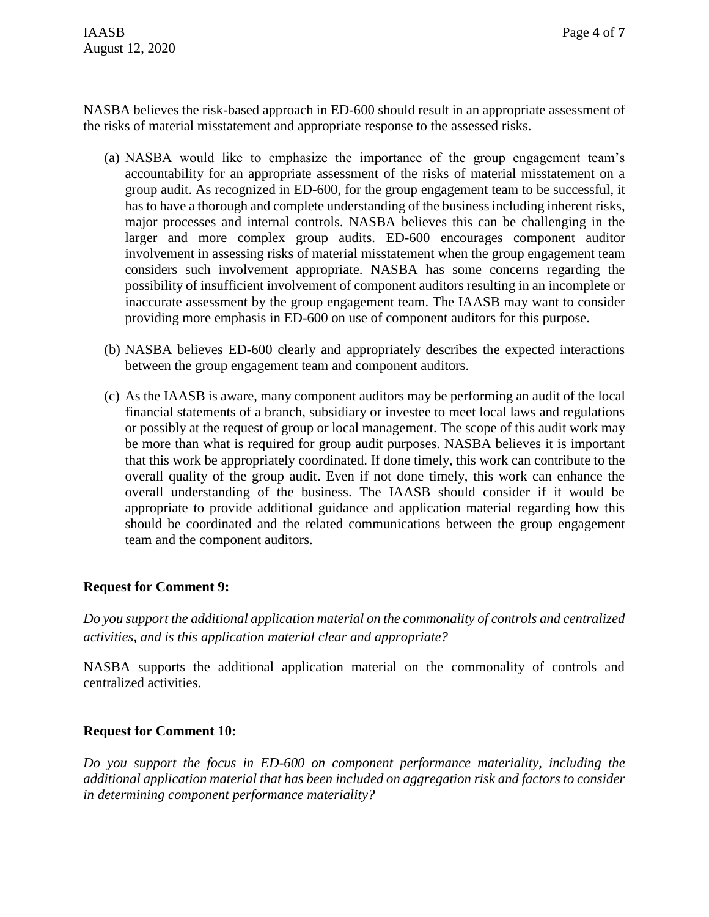NASBA believes the risk-based approach in ED-600 should result in an appropriate assessment of the risks of material misstatement and appropriate response to the assessed risks.

(a) NASBA would like to emphasize the importance of the group engagement team's accountability for an appropriate assessment of the risks of material misstatement on a group audit. As recognized in ED-600, for the group engagement team to be successful, it has to have a thorough and complete understanding of the business including inherent risks, major processes and internal controls. NASBA believes this can be challenging in the larger and more complex group audits. ED-600 encourages component auditor involvement in assessing risks of material misstatement when the group engagement team considers such involvement appropriate. NASBA has some concerns regarding the possibility of insufficient involvement of component auditors resulting in an incomplete or inaccurate assessment by the group engagement team. The IAASB may want to consider providing more emphasis in ED-600 on use of component auditors for this purpose.

(b) NASBA believes ED-600 clearly and appropriately describes the expected interactions between the group engagement team and component auditors.

(c) As the IAASB is aware, many component auditors may be performing an audit of the local financial statements of a branch, subsidiary or investee to meet local laws and regulations or possibly at the request of group or local management. The scope of this audit work may be more than what is required for group audit purposes. NASBA believes it is important that this work be appropriately coordinated. If done timely, this work can contribute to the overall quality of the group audit. Even if not done timely, this work can enhance the overall understanding of the business. The IAASB should consider if it would be appropriate to provide additional guidance and application material regarding how this should be coordinated and the related communications between the group engagement team and the component auditors.

**Request for Comment 9:**

*Do you support the additional application material on the commonality of controls and centralized activities, and is this application material clear and appropriate?*

NASBA supports the additional application material on the commonality of controls and centralized activities.

**Request for Comment 10:**

*Do you support the focus in ED-600 on component performance materiality, including the additional application material that has been included on aggregation risk and factors to consider in determining component performance materiality?*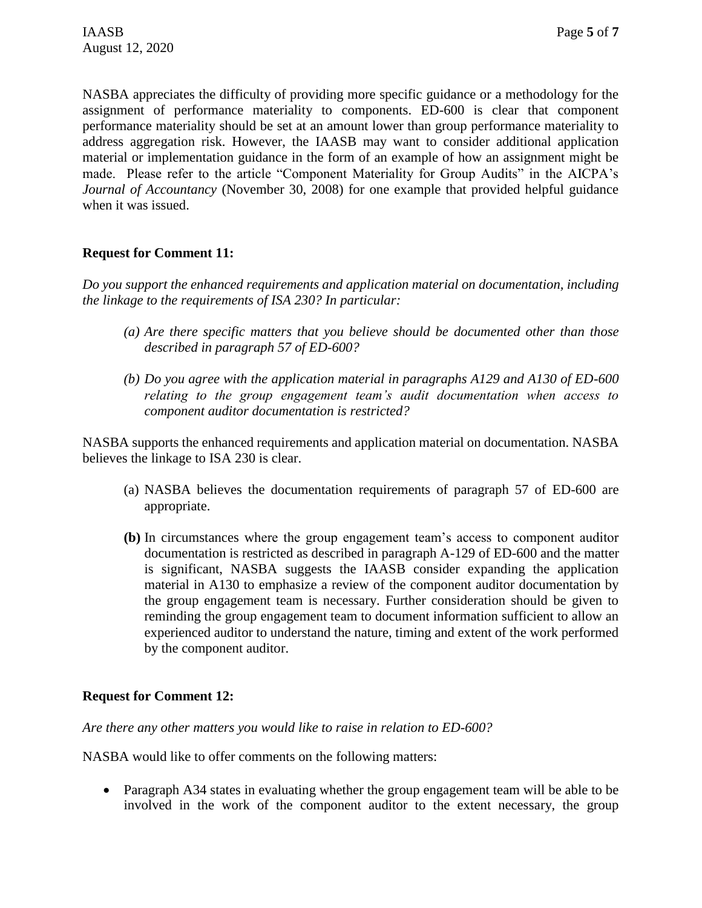NASBA appreciates the difficulty of providing more specific guidance or a methodology for the assignment of performance materiality to components. ED-600 is clear that component performance materiality should be set at an amount lower than group performance materiality to address aggregation risk. However, the IAASB may want to consider additional application material or implementation guidance in the form of an example of how an assignment might be made. Please refer to the article "Component Materiality for Group Audits" in the AICPA's *Journal of Accountancy* (November 30, 2008) for one example that provided helpful guidance when it was issued.

**Request for Comment 11:**

*Do you support the enhanced requirements and application material on documentation, including the linkage to the requirements of ISA 230? In particular:*

> *(a) Are there specific matters that you believe should be documented other than those described in paragraph 57 of ED-600?*
>
> *(b) Do you agree with the application material in paragraphs A129 and A130 of ED-600 relating to the group engagement team's audit documentation when access to component auditor documentation is restricted?*

NASBA supports the enhanced requirements and application material on documentation. NASBA believes the linkage to ISA 230 is clear.

(a) NASBA believes the documentation requirements of paragraph 57 of ED-600 are appropriate.

**(b)** In circumstances where the group engagement team's access to component auditor documentation is restricted as described in paragraph A-129 of ED-600 and the matter is significant, NASBA suggests the IAASB consider expanding the application material in A130 to emphasize a review of the component auditor documentation by the group engagement team is necessary. Further consideration should be given to reminding the group engagement team to document information sufficient to allow an experienced auditor to understand the nature, timing and extent of the work performed by the component auditor.

**Request for Comment 12:**

*Are there any other matters you would like to raise in relation to ED-600?*

NASBA would like to offer comments on the following matters:

- Paragraph A34 states in evaluating whether the group engagement team will be able to be involved in the work of the component auditor to the extent necessary, the group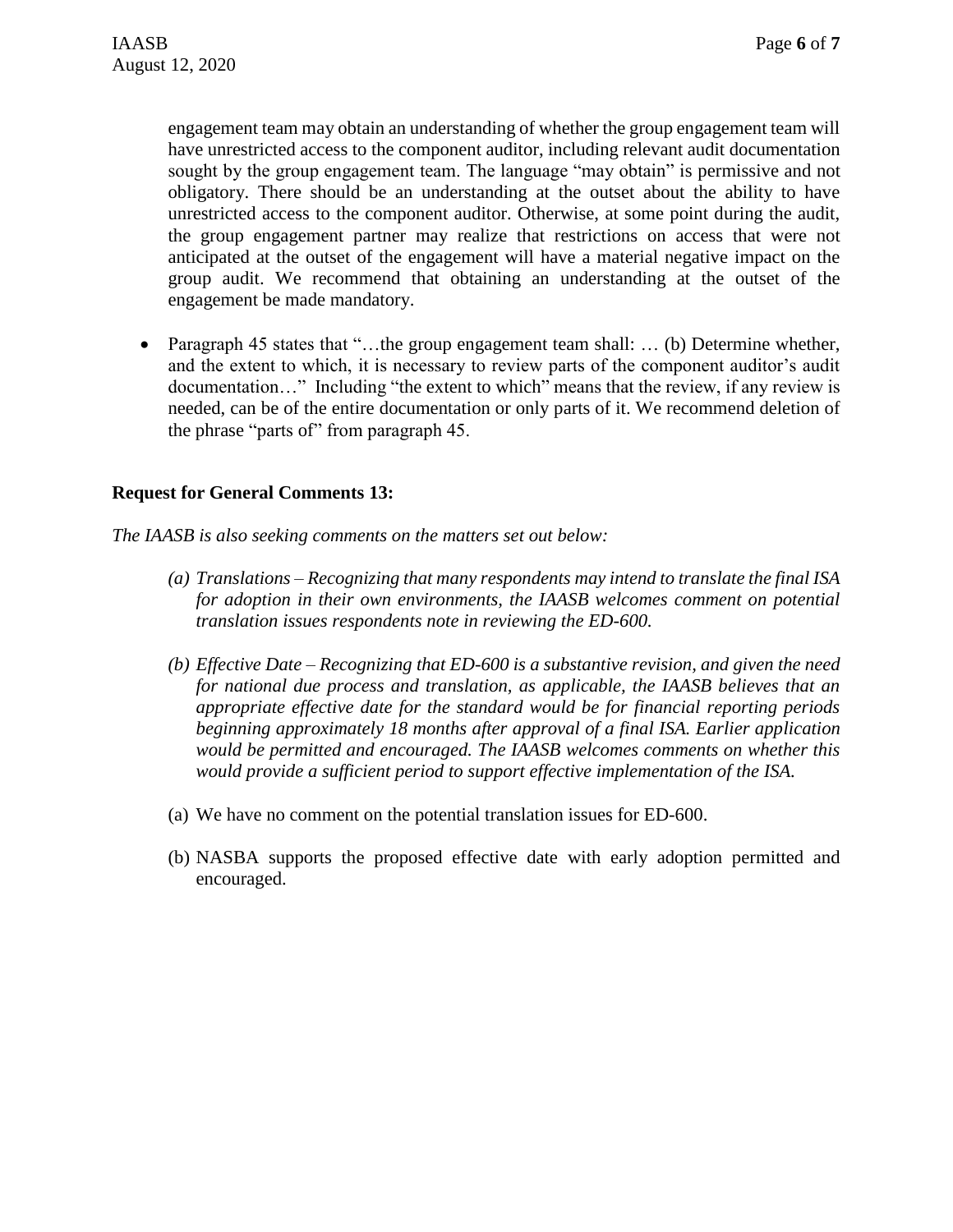engagement team may obtain an understanding of whether the group engagement team will have unrestricted access to the component auditor, including relevant audit documentation sought by the group engagement team. The language "may obtain" is permissive and not obligatory. There should be an understanding at the outset about the ability to have unrestricted access to the component auditor. Otherwise, at some point during the audit, the group engagement partner may realize that restrictions on access that were not anticipated at the outset of the engagement will have a material negative impact on the group audit. We recommend that obtaining an understanding at the outset of the engagement be made mandatory.

- Paragraph 45 states that "…the group engagement team shall: … (b) Determine whether, and the extent to which, it is necessary to review parts of the component auditor's audit documentation…" Including "the extent to which" means that the review, if any review is needed, can be of the entire documentation or only parts of it. We recommend deletion of the phrase "parts of" from paragraph 45.

**Request for General Comments 13:**

*The IAASB is also seeking comments on the matters set out below:*

*(a) Translations – Recognizing that many respondents may intend to translate the final ISA for adoption in their own environments, the IAASB welcomes comment on potential translation issues respondents note in reviewing the ED-600.*

*(b) Effective Date – Recognizing that ED-600 is a substantive revision, and given the need for national due process and translation, as applicable, the IAASB believes that an appropriate effective date for the standard would be for financial reporting periods beginning approximately 18 months after approval of a final ISA. Earlier application would be permitted and encouraged. The IAASB welcomes comments on whether this would provide a sufficient period to support effective implementation of the ISA.*

(a) We have no comment on the potential translation issues for ED-600.

(b) NASBA supports the proposed effective date with early adoption permitted and encouraged.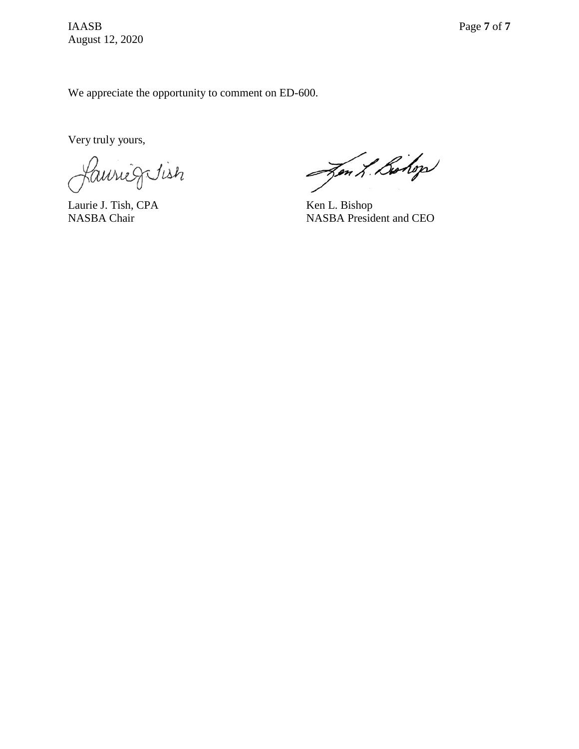We appreciate the opportunity to comment on ED-600.

Very truly yours,

Laurie J. Tish, CPA
NASBA Chair

Ken L. Bishop
NASBA President and CEO